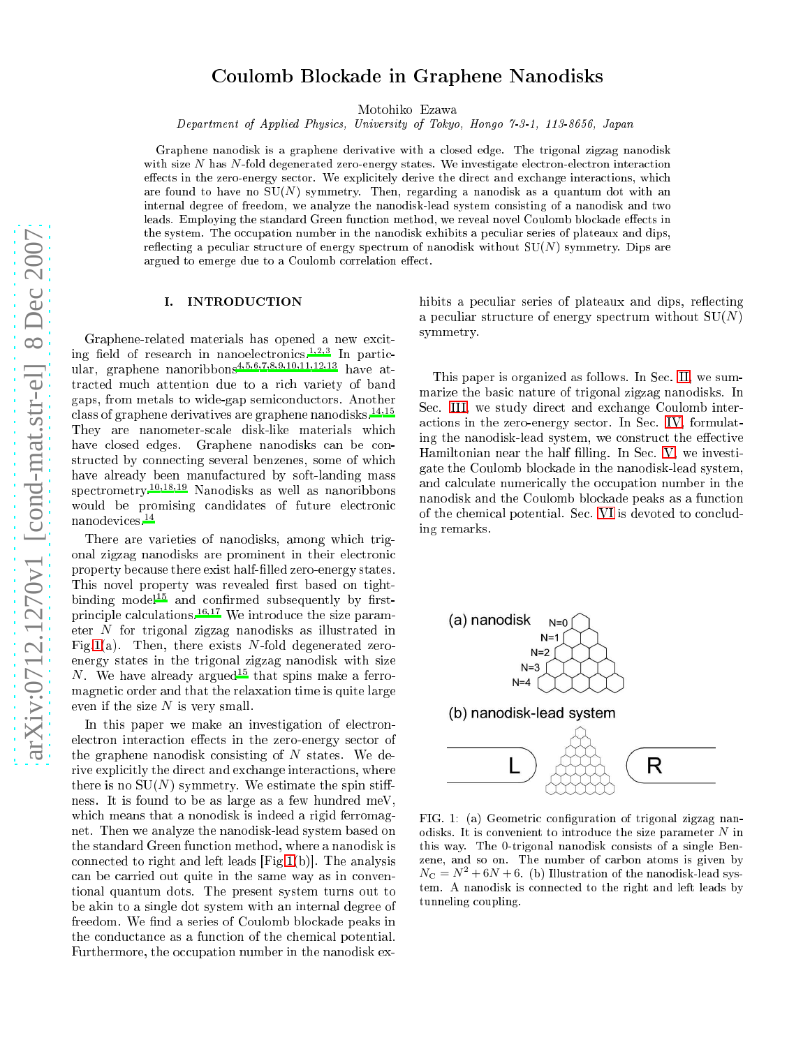# Coulomb Blockade in Graphene Nanodisks

Motohiko Ezawa

*Department of Applied Physics, University of Tokyo, Hongo 7-3-1, 113-8656, Japan*

Graphene nanodisk is a graphene derivative with a closed edge. The trigonal zigzag nanodisk with size $N$ has $N$-fold degenerated zero-energy states. We investigate electron-electron interaction effects in the zero-energy sector. We explicitely derive the direct and exchange interactions, which are found to have no SU($N$) symmetry. Then, regarding a nanodisk as a quantum dot with an internal degree of freedom, we analyze the nanodisk-lead system consisting of a nanodisk and two leads. Employing the standard Green function method, we reveal novel Coulomb blockade effects in the system. The occupation number in the nanodisk exhibits a peculiar series of plateaux and dips, reflecting a peculiar structure of energy spectrum of nanodisk without SU($N$) symmetry. Dips are argued to emerge due to a Coulomb correlation effect.

## I. INTRODUCTION

Graphene-related materials has opened a new exciting field of research in nanoelectronics.[1,2,3] In particular, graphene nanoribbons[4,5,6,7,8,9,10,11,12,13] have attracted much attention due to a rich variety of band gaps, from metals to wide-gap semiconductors. Another class of graphene derivatives are graphene nanodisks.[14,15] They are nanometer-scale disk-like materials which have closed edges. Graphene nanodisks can be constructed by connecting several benzenes, some of which have already been manufactured by soft-landing mass spectrometry.[10,18,19] Nanodisks as well as nanoribbons would be promising candidates of future electronic nanodevices.[14]

There are varieties of nanodisks, among which trigonal zigzag nanodisks are prominent in their electronic property because there exist half-filled zero-energy states. This novel property was revealed first based on tight-binding model[15] and confirmed subsequently by first-principle calculations.[16,17] We introduce the size parameter $N$ for trigonal zigzag nanodisks as illustrated in Fig.1(a). Then, there exists $N$-fold degenerated zero-energy states in the trigonal zigzag nanodisk with size $N$. We have already argued[15] that spins make a ferromagnetic order and that the relaxation time is quite large even if the size $N$ is very small.

In this paper we make an investigation of electron-electron interaction effects in the zero-energy sector of the graphene nanodisk consisting of $N$ states. We derive explicitly the direct and exchange interactions, where there is no SU($N$) symmetry. We estimate the spin stiffness. It is found to be as large as a few hundred meV, which means that a nonodisk is indeed a rigid ferromagnet. Then we analyze the nanodisk-lead system based on the standard Green function method, where a nanodisk is connected to right and left leads [Fig1(b)]. The analysis can be carried out quite in the same way as in conventional quantum dots. The present system turns out to be akin to a single dot system with an internal degree of freedom. We find a series of Coulomb blockade peaks in the conductance as a function of the chemical potential. Furthermore, the occupation number in the nanodisk exhibits a peculiar series of plateaux and dips, reflecting a peculiar structure of energy spectrum without SU($N$) symmetry.

This paper is organized as follows. In Sec. II, we summarize the basic nature of trigonal zigzag nanodisks. In Sec. III, we study direct and exchange Coulomb interactions in the zero-energy sector. In Sec. IV, formulating the nanodisk-lead system, we construct the effective Hamiltonian near the half filling. In Sec. V, we investigate the Coulomb blockade in the nanodisk-lead system, and calculate numerically the occupation number in the nanodisk and the Coulomb blockade peaks as a function of the chemical potential. Sec. VI is devoted to concluding remarks.

FIG. 1: (a) Geometric configuration of trigonal zigzag nanodisks. It is convenient to introduce the size parameter $N$ in this way. The 0-trigonal nanodisk consists of a single Benzene, and so on. The number of carbon atoms is given by $N_C = N^2 + 6N + 6$. (b) Illustration of the nanodisk-lead system. A nanodisk is connected to the right and left leads by tunneling coupling.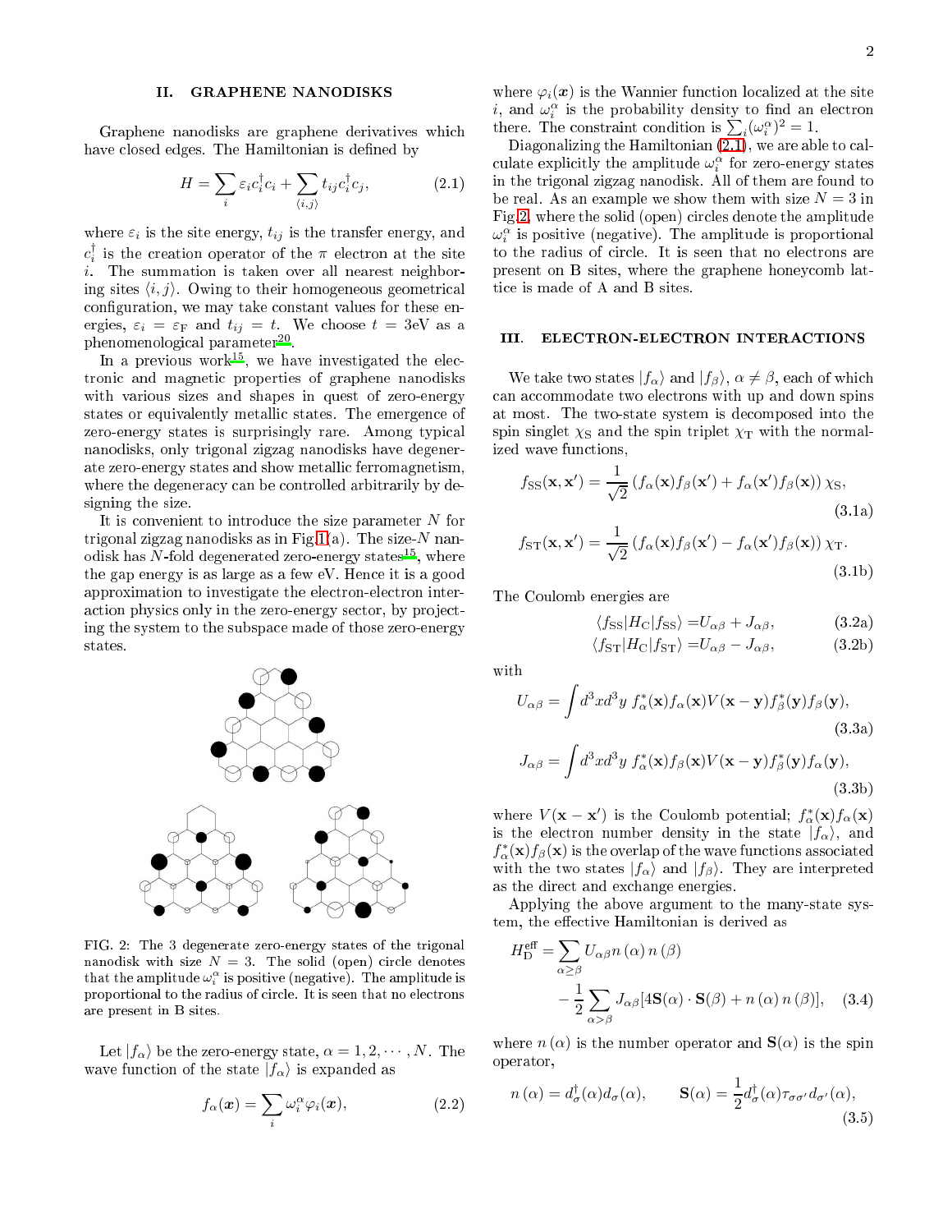## II. GRAPHENE NANODISKS

Graphene nanodisks are graphene derivatives which have closed edges. The Hamiltonian is defined by

$$H = \sum_i \varepsilon_i c_i^\dagger c_i + \sum_{\langle i,j \rangle} t_{ij} c_i^\dagger c_j, \tag{2.1}$$

where $\varepsilon_i$ is the site energy, $t_{ij}$ is the transfer energy, and $c_i^\dagger$ is the creation operator of the $\pi$ electron at the site $i$. The summation is taken over all nearest neighboring sites $\langle i,j \rangle$. Owing to their homogeneous geometrical configuration, we may take constant values for these energies, $\varepsilon_i = \varepsilon_{\rm F}$ and $t_{ij} = t$. We choose $t = 3$eV as a phenomenological parameter[20].

In a previous work[15], we have investigated the electronic and magnetic properties of graphene nanodisks with various sizes and shapes in quest of zero-energy states or equivalently metallic states. The emergence of zero-energy states is surprisingly rare. Among typical nanodisks, only trigonal zigzag nanodisks have degenerate zero-energy states and show metallic ferromagnetism, where the degeneracy can be controlled arbitrarily by designing the size.

It is convenient to introduce the size parameter $N$ for trigonal zigzag nanodisks as in Fig.1(a). The size-$N$ nanodisk has $N$-fold degenerated zero-energy states[15], where the gap energy is as large as a few eV. Hence it is a good approximation to investigate the electron-electron interaction physics only in the zero-energy sector, by projecting the system to the subspace made of those zero-energy states.

FIG. 2: The 3 degenerate zero-energy states of the trigonal nanodisk with size $N = 3$. The solid (open) circle denotes that the amplitude $\omega_i^\alpha$ is positive (negative). The amplitude is proportional to the radius of circle. It is seen that no electrons are present in B sites.

Let $|f_\alpha\rangle$ be the zero-energy state, $\alpha = 1, 2, \cdots, N$. The wave function of the state $|f_\alpha\rangle$ is expanded as

$$f_\alpha(\boldsymbol{x}) = \sum_i \omega_i^\alpha \varphi_i(\boldsymbol{x}), \tag{2.2}$$

where $\varphi_i(\boldsymbol{x})$ is the Wannier function localized at the site $i$, and $\omega_i^\alpha$ is the probability density to find an electron there. The constraint condition is $\sum_i (\omega_i^\alpha)^2 = 1$.

Diagonalizing the Hamiltonian (2.1), we are able to calculate explicitly the amplitude $\omega_i^\alpha$ for zero-energy states in the trigonal zigzag nanodisk. All of them are found to be real. As an example we show them with size $N = 3$ in Fig.2, where the solid (open) circles denote the amplitude $\omega_i^\alpha$ is positive (negative). The amplitude is proportional to the radius of circle. It is seen that no electrons are present on B sites, where the graphene honeycomb lattice is made of A and B sites.

## III. ELECTRON-ELECTRON INTERACTIONS

We take two states $|f_\alpha\rangle$ and $|f_\beta\rangle$, $\alpha \neq \beta$, each of which can accommodate two electrons with up and down spins at most. The two-state system is decomposed into the spin singlet $\chi_{\rm S}$ and the spin triplet $\chi_{\rm T}$ with the normalized wave functions,

$$f_{\rm SS}(\mathbf{x}, \mathbf{x}') = \frac{1}{\sqrt{2}} \left( f_\alpha(\mathbf{x}) f_\beta(\mathbf{x}') + f_\alpha(\mathbf{x}') f_\beta(\mathbf{x}) \right) \chi_{\rm S}, \tag{3.1a}$$

$$f_{\rm ST}(\mathbf{x}, \mathbf{x}') = \frac{1}{\sqrt{2}} \left( f_\alpha(\mathbf{x}) f_\beta(\mathbf{x}') - f_\alpha(\mathbf{x}') f_\beta(\mathbf{x}) \right) \chi_{\rm T}. \tag{3.1b}$$

The Coulomb energies are

$$\langle f_{\rm SS} | H_{\rm C} | f_{\rm SS} \rangle = U_{\alpha\beta} + J_{\alpha\beta}, \tag{3.2a}$$

$$\langle f_{\rm ST} | H_{\rm C} | f_{\rm ST} \rangle = U_{\alpha\beta} - J_{\alpha\beta}, \tag{3.2b}$$

with

$$U_{\alpha\beta} = \int d^3x d^3y \; f_\alpha^*(\mathbf{x}) f_\alpha(\mathbf{x}) V(\mathbf{x} - \mathbf{y}) f_\beta^*(\mathbf{y}) f_\beta(\mathbf{y}), \tag{3.3a}$$

$$J_{\alpha\beta} = \int d^3x d^3y \; f_\alpha^*(\mathbf{x}) f_\beta(\mathbf{x}) V(\mathbf{x} - \mathbf{y}) f_\beta^*(\mathbf{y}) f_\alpha(\mathbf{y}), \tag{3.3b}$$

where $V(\mathbf{x} - \mathbf{x}')$ is the Coulomb potential; $f_\alpha^*(\mathbf{x}) f_\alpha(\mathbf{x})$ is the electron number density in the state $|f_\alpha\rangle$, and $f_\alpha^*(\mathbf{x}) f_\beta(\mathbf{x})$ is the overlap of the wave functions associated with the two states $|f_\alpha\rangle$ and $|f_\beta\rangle$. They are interpreted as the direct and exchange energies.

Applying the above argument to the many-state system, the effective Hamiltonian is derived as

$$H_{\rm D}^{\rm eff} = \sum_{\alpha \geq \beta} U_{\alpha\beta} n(\alpha) n(\beta) - \frac{1}{2} \sum_{\alpha > \beta} J_{\alpha\beta} [4\mathbf{S}(\alpha) \cdot \mathbf{S}(\beta) + n(\alpha) n(\beta)], \tag{3.4}$$

where $n(\alpha)$ is the number operator and $\mathbf{S}(\alpha)$ is the spin operator,

$$n(\alpha) = d_\sigma^\dagger(\alpha) d_\sigma(\alpha), \qquad \mathbf{S}(\alpha) = \frac{1}{2} d_\sigma^\dagger(\alpha) \tau_{\sigma\sigma'} d_{\sigma'}(\alpha), \tag{3.5}$$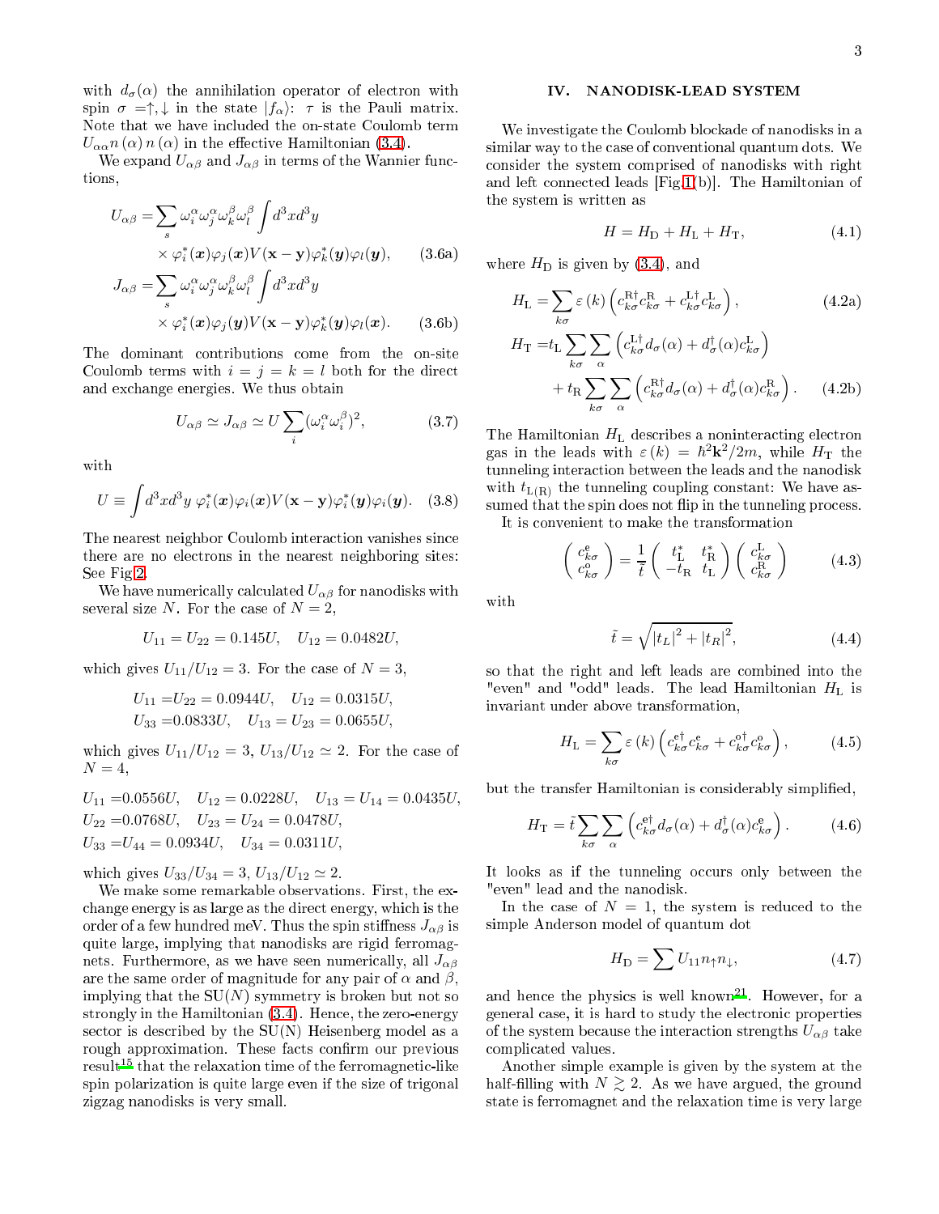with $d_\sigma(\alpha)$ the annihilation operator of electron with spin $\sigma=\uparrow,\downarrow$ in the state $|f_\alpha\rangle$: $\tau$ is the Pauli matrix. Note that we have included the on-state Coulomb term $U_{\alpha\alpha}n(\alpha)n(\alpha)$ in the effective Hamiltonian (3.4).

We expand $U_{\alpha\beta}$ and $J_{\alpha\beta}$ in terms of the Wannier functions,

$$U_{\alpha\beta}=\sum_s \omega_i^\alpha\omega_j^\alpha\omega_k^\beta\omega_l^\beta\int d^3xd^3y \times\varphi_i^*(\boldsymbol{x})\varphi_j(\boldsymbol{x})V(\mathbf{x}-\mathbf{y})\varphi_k^*(\boldsymbol{y})\varphi_l(\boldsymbol{y}), \tag{3.6a}$$

$$J_{\alpha\beta}=\sum_s \omega_i^\alpha\omega_j^\alpha\omega_k^\beta\omega_l^\beta\int d^3xd^3y \times\varphi_i^*(\boldsymbol{x})\varphi_j(\boldsymbol{y})V(\mathbf{x}-\mathbf{y})\varphi_k^*(\boldsymbol{y})\varphi_l(\boldsymbol{x}). \tag{3.6b}$$

The dominant contributions come from the on-site Coulomb terms with $i=j=k=l$ both for the direct and exchange energies. We thus obtain

$$U_{\alpha\beta}\simeq J_{\alpha\beta}\simeq U\sum_i(\omega_i^\alpha\omega_i^\beta)^2, \tag{3.7}$$

with

$$U\equiv\int d^3xd^3y\ \varphi_i^*(\boldsymbol{x})\varphi_i(\boldsymbol{x})V(\mathbf{x}-\mathbf{y})\varphi_i^*(\boldsymbol{y})\varphi_i(\boldsymbol{y}). \tag{3.8}$$

The nearest neighbor Coulomb interaction vanishes since there are no electrons in the nearest neighboring sites: See Fig.2.

We have numerically calculated $U_{\alpha\beta}$ for nanodisks with several size $N$. For the case of $N=2$,

$$U_{11}=U_{22}=0.145U,\quad U_{12}=0.0482U,$$

which gives $U_{11}/U_{12}=3$. For the case of $N=3$,

$$U_{11}=U_{22}=0.0944U,\quad U_{12}=0.0315U,$$
$$U_{33}=0.0833U,\quad U_{13}=U_{23}=0.0655U,$$

which gives $U_{11}/U_{12}=3$, $U_{13}/U_{12}\simeq2$. For the case of $N=4$,

$$U_{11}=0.0556U,\quad U_{12}=0.0228U,\quad U_{13}=U_{14}=0.0435U,$$
$$U_{22}=0.0768U,\quad U_{23}=U_{24}=0.0478U,$$
$$U_{33}=U_{44}=0.0934U,\quad U_{34}=0.0311U,$$

which gives $U_{33}/U_{34}=3$, $U_{13}/U_{12}\simeq2$.

We make some remarkable observations. First, the exchange energy is as large as the direct energy, which is the order of a few hundred meV. Thus the spin stiffness $J_{\alpha\beta}$ is quite large, implying that nanodisks are rigid ferromagnets. Furthermore, as we have seen numerically, all $J_{\alpha\beta}$ are the same order of magnitude for any pair of $\alpha$ and $\beta$, implying that the SU($N$) symmetry is broken but not so strongly in the Hamiltonian (3.4). Hence, the zero-energy sector is described by the SU(N) Heisenberg model as a rough approximation. These facts confirm our previous result[15] that the relaxation time of the ferromagnetic-like spin polarization is quite large even if the size of trigonal zigzag nanodisks is very small.

## IV. NANODISK-LEAD SYSTEM

We investigate the Coulomb blockade of nanodisks in a similar way to the case of conventional quantum dots. We consider the system comprised of nanodisks with right and left connected leads [Fig.1(b)]. The Hamiltonian of the system is written as

$$H=H_{\text{D}}+H_{\text{L}}+H_{\text{T}}, \tag{4.1}$$

where $H_{\text{D}}$ is given by (3.4), and

$$H_{\text{L}}=\sum_{k\sigma}\varepsilon(k)\left(c_{k\sigma}^{\text{R}\dagger}c_{k\sigma}^{\text{R}}+c_{k\sigma}^{\text{L}\dagger}c_{k\sigma}^{\text{L}}\right), \tag{4.2a}$$

$$H_{\text{T}}=t_{\text{L}}\sum_{k\sigma}\sum_\alpha\left(c_{k\sigma}^{\text{L}\dagger}d_\sigma(\alpha)+d_\sigma^\dagger(\alpha)c_{k\sigma}^{\text{L}}\right) +t_{\text{R}}\sum_{k\sigma}\sum_\alpha\left(c_{k\sigma}^{\text{R}\dagger}d_\sigma(\alpha)+d_\sigma^\dagger(\alpha)c_{k\sigma}^{\text{R}}\right). \tag{4.2b}$$

The Hamiltonian $H_{\text{L}}$ describes a noninteracting electron gas in the leads with $\varepsilon(k)=\hbar^2\mathbf{k}^2/2m$, while $H_{\text{T}}$ the tunneling interaction between the leads and the nanodisk with $t_{\text{L(R)}}$ the tunneling coupling constant: We have assumed that the spin does not flip in the tunneling process.

It is convenient to make the transformation

$$\begin{pmatrix}c_{k\sigma}^{\text{e}}\\ c_{k\sigma}^{\text{o}}\end{pmatrix}=\frac{1}{\tilde{t}}\begin{pmatrix}t_{\text{L}}^* & t_{\text{R}}^*\\ -t_{\text{R}} & t_{\text{L}}\end{pmatrix}\begin{pmatrix}c_{k\sigma}^{\text{L}}\\ c_{k\sigma}^{\text{R}}\end{pmatrix} \tag{4.3}$$

with

$$\tilde{t}=\sqrt{|t_L|^2+|t_R|^2}, \tag{4.4}$$

so that the right and left leads are combined into the "even" and "odd" leads. The lead Hamiltonian $H_{\text{L}}$ is invariant under above transformation,

$$H_{\text{L}}=\sum_{k\sigma}\varepsilon(k)\left(c_{k\sigma}^{\text{e}\dagger}c_{k\sigma}^{\text{e}}+c_{k\sigma}^{\text{o}\dagger}c_{k\sigma}^{\text{o}}\right), \tag{4.5}$$

but the transfer Hamiltonian is considerably simplified,

$$H_{\text{T}}=\tilde{t}\sum_{k\sigma}\sum_\alpha\left(c_{k\sigma}^{\text{e}\dagger}d_\sigma(\alpha)+d_\sigma^\dagger(\alpha)c_{k\sigma}^{\text{e}}\right). \tag{4.6}$$

It looks as if the tunneling occurs only between the "even" lead and the nanodisk.

In the case of $N=1$, the system is reduced to the simple Anderson model of quantum dot

$$H_{\text{D}}=\sum U_{11}n_\uparrow n_\downarrow, \tag{4.7}$$

and hence the physics is well known[21]. However, for a general case, it is hard to study the electronic properties of the system because the interaction strengths $U_{\alpha\beta}$ take complicated values.

Another simple example is given by the system at the half-filling with $N\gtrsim2$. As we have argued, the ground state is ferromagnet and the relaxation time is very large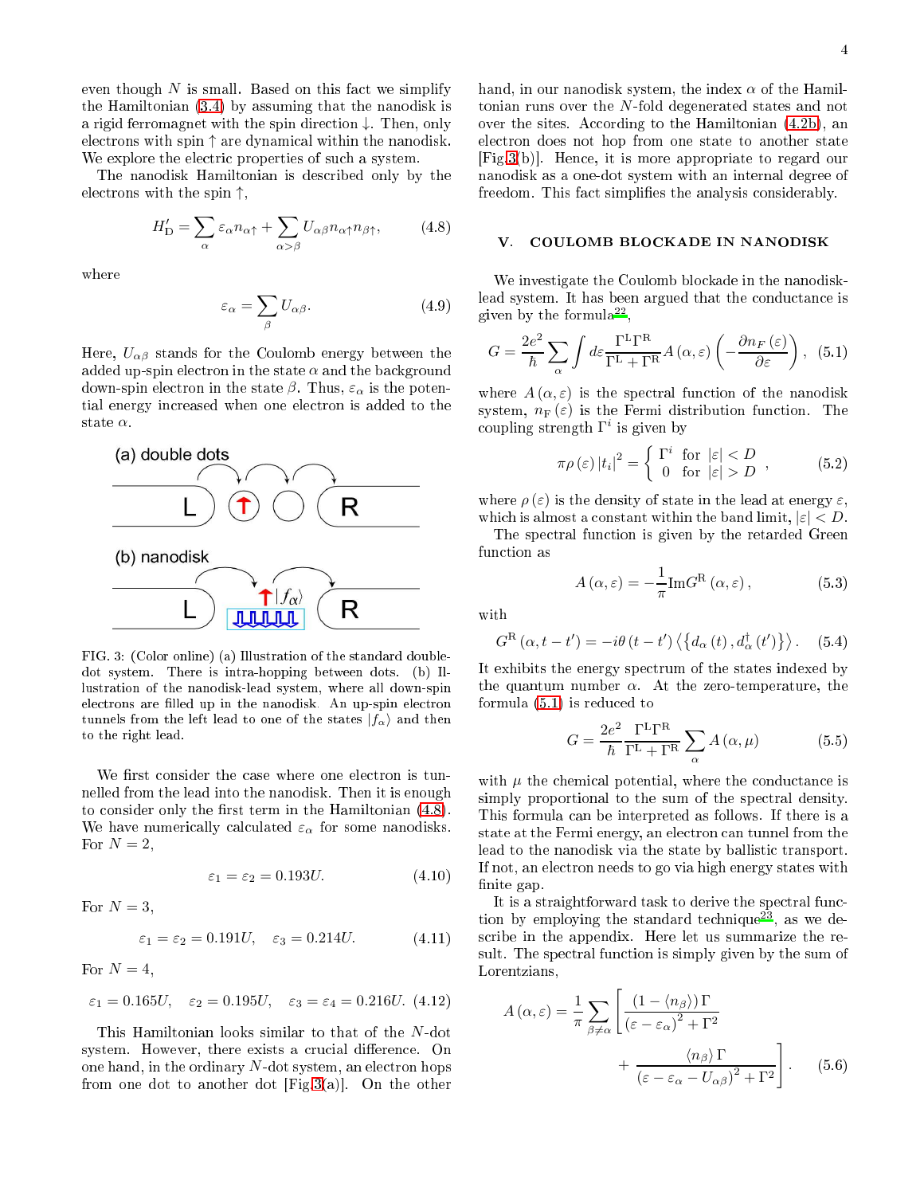even though $N$ is small. Based on this fact we simplify the Hamiltonian (3.4) by assuming that the nanodisk is a rigid ferromagnet with the spin direction $\downarrow$. Then, only electrons with spin $\uparrow$ are dynamical within the nanodisk. We explore the electric properties of such a system.

The nanodisk Hamiltonian is described only by the electrons with the spin $\uparrow$,

$$H_{\rm D}^{\prime}=\sum_{\alpha}\varepsilon_{\alpha}n_{\alpha\uparrow}+\sum_{\alpha>\beta}U_{\alpha\beta}n_{\alpha\uparrow}n_{\beta\uparrow}, \tag{4.8}$$

where

$$\varepsilon_{\alpha}=\sum_{\beta}U_{\alpha\beta}. \tag{4.9}$$

Here, $U_{\alpha\beta}$ stands for the Coulomb energy between the added up-spin electron in the state $\alpha$ and the background down-spin electron in the state $\beta$. Thus, $\varepsilon_{\alpha}$ is the potential energy increased when one electron is added to the state $\alpha$.

FIG. 3: (Color online) (a) Illustration of the standard double-dot system. There is intra-hopping between dots. (b) Illustration of the nanodisk-lead system, where all down-spin electrons are filled up in the nanodisk. An up-spin electron tunnels from the left lead to one of the states $|f_{\alpha}\rangle$ and then to the right lead.

We first consider the case where one electron is tunnelled from the lead into the nanodisk. Then it is enough to consider only the first term in the Hamiltonian (4.8). We have numerically calculated $\varepsilon_{\alpha}$ for some nanodisks. For $N=2$,

$$\varepsilon_{1}=\varepsilon_{2}=0.193U. \tag{4.10}$$

For $N=3$,

$$\varepsilon_{1}=\varepsilon_{2}=0.191U,\quad \varepsilon_{3}=0.214U. \tag{4.11}$$

For $N=4$,

$$\varepsilon_{1}=0.165U,\quad \varepsilon_{2}=0.195U,\quad \varepsilon_{3}=\varepsilon_{4}=0.216U. \tag{4.12}$$

This Hamiltonian looks similar to that of the $N$-dot system. However, there exists a crucial difference. On one hand, in the ordinary $N$-dot system, an electron hops from one dot to another dot [Fig.3(a)]. On the other hand, in our nanodisk system, the index $\alpha$ of the Hamiltonian runs over the $N$-fold degenerated states and not over the sites. According to the Hamiltonian (4.2b), an electron does not hop from one state to another state [Fig.3(b)]. Hence, it is more appropriate to regard our nanodisk as a one-dot system with an internal degree of freedom. This fact simplifies the analysis considerably.

## V. COULOMB BLOCKADE IN NANODISK

We investigate the Coulomb blockade in the nanodisk-lead system. It has been argued that the conductance is given by the formula[22],

$$G=\frac{2e^{2}}{\hbar}\sum_{\alpha}\int d\varepsilon\frac{\Gamma^{\rm L}\Gamma^{\rm R}}{\Gamma^{\rm L}+\Gamma^{\rm R}}A\left(\alpha,\varepsilon\right)\left(-\frac{\partial n_{F}\left(\varepsilon\right)}{\partial\varepsilon}\right), \tag{5.1}$$

where $A\left(\alpha,\varepsilon\right)$ is the spectral function of the nanodisk system, $n_{\rm F}\left(\varepsilon\right)$ is the Fermi distribution function. The coupling strength $\Gamma^{i}$ is given by

$$\pi\rho\left(\varepsilon\right)\left|t_{i}\right|^{2}=\left\{\begin{array}{ll}\Gamma^{i} & \text{for } \left|\varepsilon\right|<D\\ 0 & \text{for } \left|\varepsilon\right|>D\end{array}\right., \tag{5.2}$$

where $\rho\left(\varepsilon\right)$ is the density of state in the lead at energy $\varepsilon$, which is almost a constant within the band limit, $\left|\varepsilon\right|<D$.

The spectral function is given by the retarded Green function as

$$A\left(\alpha,\varepsilon\right)=-\frac{1}{\pi}{\rm Im}G^{\rm R}\left(\alpha,\varepsilon\right), \tag{5.3}$$

with

$$G^{\rm R}\left(\alpha,t-t^{\prime}\right)=-i\theta\left(t-t^{\prime}\right)\left\langle\left\{d_{\alpha}\left(t\right),d_{\alpha}^{\dagger}\left(t^{\prime}\right)\right\}\right\rangle. \tag{5.4}$$

It exhibits the energy spectrum of the states indexed by the quantum number $\alpha$. At the zero-temperature, the formula (5.1) is reduced to

$$G=\frac{2e^{2}}{\hbar}\frac{\Gamma^{\rm L}\Gamma^{\rm R}}{\Gamma^{\rm L}+\Gamma^{\rm R}}\sum_{\alpha}A\left(\alpha,\mu\right) \tag{5.5}$$

with $\mu$ the chemical potential, where the conductance is simply proportional to the sum of the spectral density. This formula can be interpreted as follows. If there is a state at the Fermi energy, an electron can tunnel from the lead to the nanodisk via the state by ballistic transport. If not, an electron needs to go via high energy states with finite gap.

It is a straightforward task to derive the spectral function by employing the standard technique[23], as we describe in the appendix. Here let us summarize the result. The spectral function is simply given by the sum of Lorentzians,

$$A\left(\alpha,\varepsilon\right)=\frac{1}{\pi}\sum_{\beta\neq\alpha}\left[\frac{\left(1-\left\langle n_{\beta}\right\rangle\right)\Gamma}{\left(\varepsilon-\varepsilon_{\alpha}\right)^{2}+\Gamma^{2}}+\frac{\left\langle n_{\beta}\right\rangle\Gamma}{\left(\varepsilon-\varepsilon_{\alpha}-U_{\alpha\beta}\right)^{2}+\Gamma^{2}}\right]. \tag{5.6}$$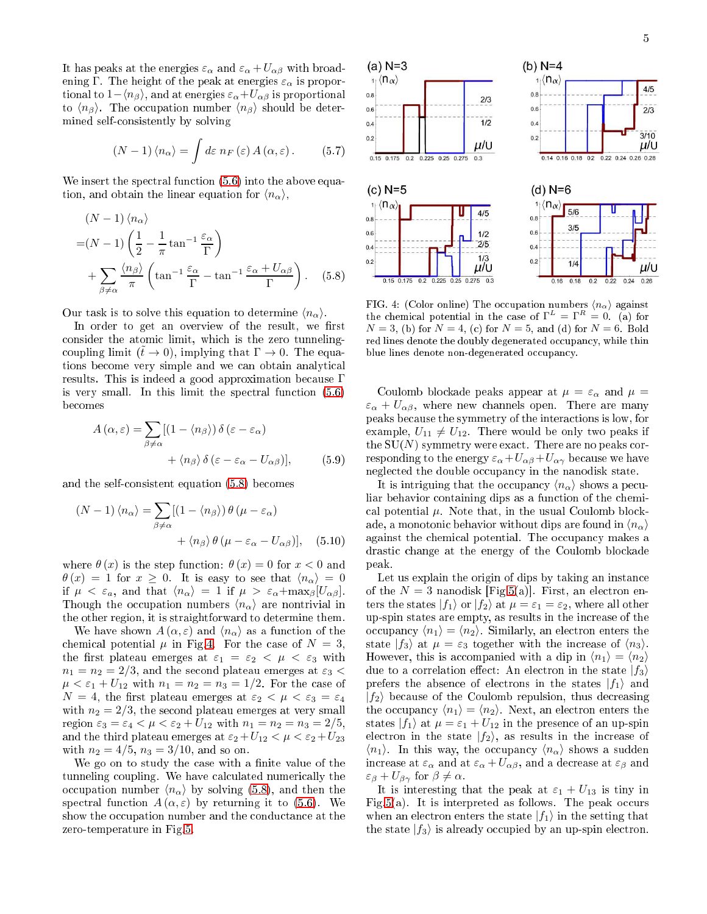It has peaks at the energies $\varepsilon_\alpha$ and $\varepsilon_\alpha + U_{\alpha\beta}$ with broadening $\Gamma$. The height of the peak at energies $\varepsilon_\alpha$ is proportional to $1-\langle n_\beta \rangle$, and at energies $\varepsilon_\alpha + U_{\alpha\beta}$ is proportional to $\langle n_\beta \rangle$. The occupation number $\langle n_\beta \rangle$ should be determined self-consistently by solving

$$(N-1)\langle n_\alpha \rangle = \int d\varepsilon \, n_F(\varepsilon) \, A(\alpha, \varepsilon). \qquad (5.7)$$

We insert the spectral function (5.6) into the above equation, and obtain the linear equation for $\langle n_\alpha \rangle$,

$$\begin{aligned}
&(N-1)\langle n_\alpha \rangle \\
=&(N-1)\left(\frac{1}{2} - \frac{1}{\pi}\tan^{-1}\frac{\varepsilon_\alpha}{\Gamma}\right) \\
&+ \sum_{\beta \neq \alpha} \frac{\langle n_\beta \rangle}{\pi}\left(\tan^{-1}\frac{\varepsilon_\alpha}{\Gamma} - \tan^{-1}\frac{\varepsilon_\alpha + U_{\alpha\beta}}{\Gamma}\right).
\end{aligned} \qquad (5.8)$$

Our task is to solve this equation to determine $\langle n_\alpha \rangle$.

In order to get an overview of the result, we first consider the atomic limit, which is the zero tunneling-coupling limit ($\tilde{t} \to 0$), implying that $\Gamma \to 0$. The equations become very simple and we can obtain analytical results. This is indeed a good approximation because $\Gamma$ is very small. In this limit the spectral function (5.6) becomes

$$\begin{aligned}
A(\alpha, \varepsilon) = \sum_{\beta \neq \alpha} [&(1 - \langle n_\beta \rangle)\, \delta(\varepsilon - \varepsilon_\alpha) \\
&+ \langle n_\beta \rangle\, \delta(\varepsilon - \varepsilon_\alpha - U_{\alpha\beta})],
\end{aligned} \qquad (5.9)$$

and the self-consistent equation (5.8) becomes

$$\begin{aligned}
(N-1)\langle n_\alpha \rangle = \sum_{\beta \neq \alpha} [&(1 - \langle n_\beta \rangle)\, \theta(\mu - \varepsilon_\alpha) \\
&+ \langle n_\beta \rangle\, \theta(\mu - \varepsilon_\alpha - U_{\alpha\beta})],
\end{aligned} \qquad (5.10)$$

where $\theta(x)$ is the step function: $\theta(x) = 0$ for $x < 0$ and $\theta(x) = 1$ for $x \geq 0$. It is easy to see that $\langle n_\alpha \rangle = 0$ if $\mu < \varepsilon_a$, and that $\langle n_\alpha \rangle = 1$ if $\mu > \varepsilon_\alpha + \max_\beta[U_{\alpha\beta}]$. Though the occupation numbers $\langle n_\alpha \rangle$ are nontrivial in the other region, it is straightforward to determine them.

We have shown $A(\alpha, \varepsilon)$ and $\langle n_\alpha \rangle$ as a function of the chemical potential $\mu$ in Fig.4. For the case of $N = 3$, the first plateau emerges at $\varepsilon_1 = \varepsilon_2 < \mu < \varepsilon_3$ with $n_1 = n_2 = 2/3$, and the second plateau emerges at $\varepsilon_3 < \mu < \varepsilon_1 + U_{12}$ with $n_1 = n_2 = n_3 = 1/2$. For the case of $N = 4$, the first plateau emerges at $\varepsilon_2 < \mu < \varepsilon_3 = \varepsilon_4$ with $n_2 = 2/3$, the second plateau emerges at very small region $\varepsilon_3 = \varepsilon_4 < \mu < \varepsilon_2 + U_{12}$ with $n_1 = n_2 = n_3 = 2/5$, and the third plateau emerges at $\varepsilon_2 + U_{12} < \mu < \varepsilon_2 + U_{23}$ with $n_2 = 4/5$, $n_3 = 3/10$, and so on.

We go on to study the case with a finite value of the tunneling coupling. We have calculated numerically the occupation number $\langle n_\alpha \rangle$ by solving (5.8), and then the spectral function $A(\alpha, \varepsilon)$ by returning it to (5.6). We show the occupation number and the conductance at the zero-temperature in Fig.5.

FIG. 4: (Color online) The occupation numbers $\langle n_\alpha \rangle$ against the chemical potential in the case of $\Gamma^L = \Gamma^R = 0$. (a) for $N = 3$, (b) for $N = 4$, (c) for $N = 5$, and (d) for $N = 6$. Bold red lines denote the doubly degenerated occupancy, while thin blue lines denote non-degenerated occupancy.

Coulomb blockade peaks appear at $\mu = \varepsilon_\alpha$ and $\mu = \varepsilon_\alpha + U_{\alpha\beta}$, where new channels open. There are many peaks because the symmetry of the interactions is low, for example, $U_{11} \neq U_{12}$. There would be only two peaks if the SU($N$) symmetry were exact. There are no peaks corresponding to the energy $\varepsilon_\alpha + U_{\alpha\beta} + U_{\alpha\gamma}$ because we have neglected the double occupancy in the nanodisk state.

It is intriguing that the occupancy $\langle n_\alpha \rangle$ shows a peculiar behavior containing dips as a function of the chemical potential $\mu$. Note that, in the usual Coulomb blockade, a monotonic behavior without dips are found in $\langle n_\alpha \rangle$ against the chemical potential. The occupancy makes a drastic change at the energy of the Coulomb blockade peak.

Let us explain the origin of dips by taking an instance of the $N = 3$ nanodisk [Fig.5(a)]. First, an electron enters the states $|f_1\rangle$ or $|f_2\rangle$ at $\mu = \varepsilon_1 = \varepsilon_2$, where all other up-spin states are empty, as results in the increase of the occupancy $\langle n_1 \rangle = \langle n_2 \rangle$. Similarly, an electron enters the state $|f_3\rangle$ at $\mu = \varepsilon_3$ together with the increase of $\langle n_3 \rangle$. However, this is accompanied with a dip in $\langle n_1 \rangle = \langle n_2 \rangle$ due to a correlation effect: An electron in the state $|f_3\rangle$ prefers the absence of electrons in the states $|f_1\rangle$ and $|f_2\rangle$ because of the Coulomb repulsion, thus decreasing the occupancy $\langle n_1 \rangle = \langle n_2 \rangle$. Next, an electron enters the states $|f_1\rangle$ at $\mu = \varepsilon_1 + U_{12}$ in the presence of an up-spin electron in the state $|f_2\rangle$, as results in the increase of $\langle n_1 \rangle$. In this way, the occupancy $\langle n_\alpha \rangle$ shows a sudden increase at $\varepsilon_\alpha$ and at $\varepsilon_\alpha + U_{\alpha\beta}$, and a decrease at $\varepsilon_\beta$ and $\varepsilon_\beta + U_{\beta\gamma}$ for $\beta \neq \alpha$.

It is interesting that the peak at $\varepsilon_1 + U_{13}$ is tiny in Fig.5(a). It is interpreted as follows. The peak occurs when an electron enters the state $|f_1\rangle$ in the setting that the state $|f_3\rangle$ is already occupied by an up-spin electron.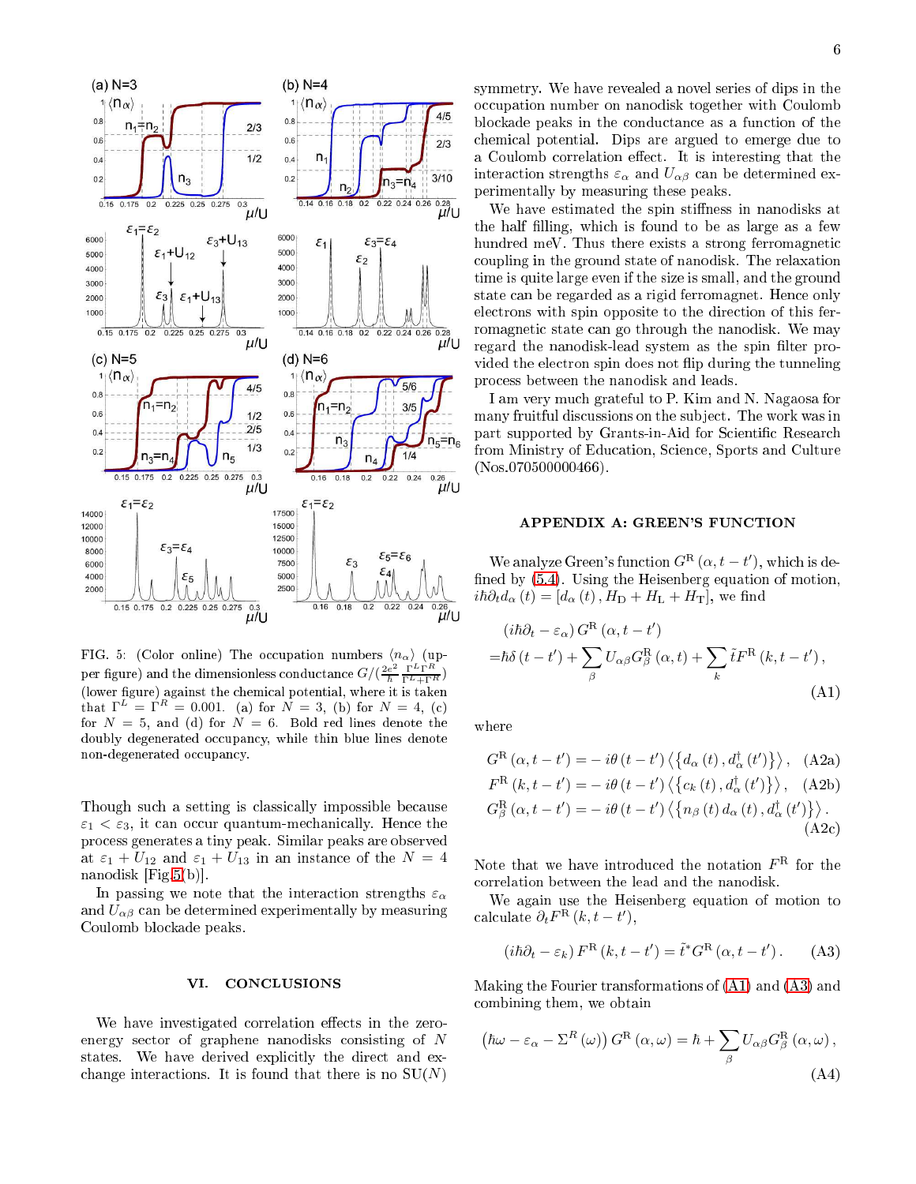FIG. 5: (Color online) The occupation numbers $\langle n_\alpha \rangle$ (upper figure) and the dimensionless conductance $G/(\frac{2e^2}{\hbar}\frac{\Gamma^L\Gamma^R}{\Gamma^L+\Gamma^R})$ (lower figure) against the chemical potential, where it is taken that $\Gamma^L = \Gamma^R = 0.001$. (a) for $N=3$, (b) for $N=4$, (c) for $N=5$, and (d) for $N=6$. Bold red lines denote the doubly degenerated occupancy, while thin blue lines denote non-degenerated occupancy.

Though such a setting is classically impossible because $\varepsilon_1 < \varepsilon_3$, it can occur quantum-mechanically. Hence the process generates a tiny peak. Similar peaks are observed at $\varepsilon_1 + U_{12}$ and $\varepsilon_1 + U_{13}$ in an instance of the $N=4$ nanodisk [Fig.5(b)].

In passing we note that the interaction strengths $\varepsilon_\alpha$ and $U_{\alpha\beta}$ can be determined experimentally by measuring Coulomb blockade peaks.

## VI. CONCLUSIONS

We have investigated correlation effects in the zero-energy sector of graphene nanodisks consisting of $N$ states. We have derived explicitly the direct and exchange interactions. It is found that there is no SU($N$) symmetry. We have revealed a novel series of dips in the occupation number on nanodisk together with Coulomb blockade peaks in the conductance as a function of the chemical potential. Dips are argued to emerge due to a Coulomb correlation effect. It is interesting that the interaction strengths $\varepsilon_\alpha$ and $U_{\alpha\beta}$ can be determined experimentally by measuring these peaks.

We have estimated the spin stiffness in nanodisks at the half filling, which is found to be as large as a few hundred meV. Thus there exists a strong ferromagnetic coupling in the ground state of nanodisk. The relaxation time is quite large even if the size is small, and the ground state can be regarded as a rigid ferromagnet. Hence only electrons with spin opposite to the direction of this ferromagnetic state can go through the nanodisk. We may regard the nanodisk-lead system as the spin filter provided the electron spin does not flip during the tunneling process between the nanodisk and leads.

I am very much grateful to P. Kim and N. Nagaosa for many fruitful discussions on the subject. The work was in part supported by Grants-in-Aid for Scientific Research from Ministry of Education, Science, Sports and Culture (Nos.070500000466).

## APPENDIX A: GREEN'S FUNCTION

We analyze Green's function $G^{\mathrm{R}}(\alpha, t-t')$, which is defined by (5.4). Using the Heisenberg equation of motion, $i\hbar\partial_t d_\alpha(t) = [d_\alpha(t), H_{\mathrm{D}} + H_{\mathrm{L}} + H_{\mathrm{T}}]$, we find

$$
\begin{aligned}
&(i\hbar\partial_t - \varepsilon_\alpha)\, G^{\mathrm{R}}(\alpha, t-t') \\
=&\hbar\delta(t-t') + \sum_\beta U_{\alpha\beta} G^{\mathrm{R}}_\beta(\alpha, t) + \sum_k \tilde{t} F^{\mathrm{R}}(k, t-t'),
\end{aligned} \tag{A1}
$$

where

$$
G^{\mathrm{R}}(\alpha, t-t') = -i\theta(t-t')\left\langle\left\{d_\alpha(t), d^\dagger_\alpha(t')\right\}\right\rangle, \tag{A2a}
$$

$$
F^{\mathrm{R}}(k, t-t') = -i\theta(t-t')\left\langle\left\{c_k(t), d^\dagger_\alpha(t')\right\}\right\rangle, \tag{A2b}
$$

$$
G^{\mathrm{R}}_\beta(\alpha, t-t') = -i\theta(t-t')\left\langle\left\{n_\beta(t) d_\alpha(t), d^\dagger_\alpha(t')\right\}\right\rangle. \tag{A2c}
$$

Note that we have introduced the notation $F^{\mathrm{R}}$ for the correlation between the lead and the nanodisk.

We again use the Heisenberg equation of motion to calculate $\partial_t F^{\mathrm{R}}(k, t-t')$,

$$
(i\hbar\partial_t - \varepsilon_k)\, F^{\mathrm{R}}(k, t-t') = \tilde{t}^* G^{\mathrm{R}}(\alpha, t-t'). \tag{A3}
$$

Making the Fourier transformations of (A1) and (A3) and combining them, we obtain

$$
\left(\hbar\omega - \varepsilon_\alpha - \Sigma^R(\omega)\right) G^{\mathrm{R}}(\alpha, \omega) = \hbar + \sum_\beta U_{\alpha\beta} G^{\mathrm{R}}_\beta(\alpha, \omega), \tag{A4}
$$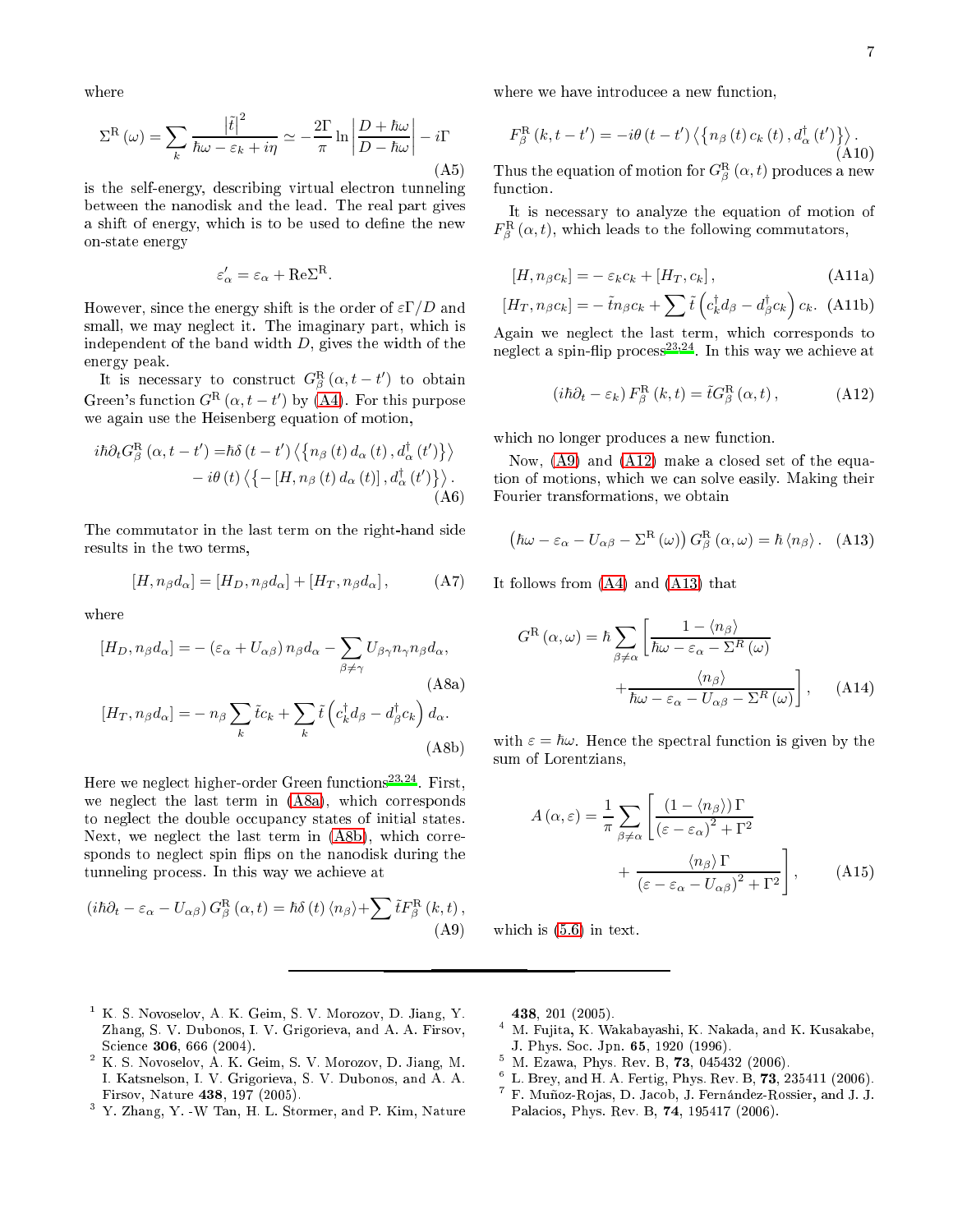where

$$\Sigma^{\mathrm{R}}(\omega)=\sum_{k}\frac{\left|\tilde{t}\right|^{2}}{\hbar\omega-\varepsilon_{k}+i\eta}\simeq-\frac{2\Gamma}{\pi}\ln\left|\frac{D+\hbar\omega}{D-\hbar\omega}\right|-i\Gamma \tag{A5}$$

is the self-energy, describing virtual electron tunneling between the nanodisk and the lead. The real part gives a shift of energy, which is to be used to define the new on-state energy

$$\varepsilon_{\alpha}'=\varepsilon_{\alpha}+\mathrm{Re}\Sigma^{\mathrm{R}}.$$

However, since the energy shift is the order of $\varepsilon\Gamma/D$ and small, we may neglect it. The imaginary part, which is independent of the band width $D$, gives the width of the energy peak.

It is necessary to construct $G_{\beta}^{\mathrm{R}}(\alpha,t-t')$ to obtain Green's function $G^{\mathrm{R}}(\alpha,t-t')$ by (A4). For this purpose we again use the Heisenberg equation of motion,

$$\begin{aligned}i\hbar\partial_{t}G_{\beta}^{\mathrm{R}}(\alpha,t-t')=&\hbar\delta(t-t')\left\langle\left\{n_{\beta}(t)\,d_{\alpha}(t),d_{\alpha}^{\dagger}(t')\right\}\right\rangle\\&-i\theta(t)\left\langle\left\{-\left[H,n_{\beta}(t)\,d_{\alpha}(t)\right],d_{\alpha}^{\dagger}(t')\right\}\right\rangle.\end{aligned} \tag{A6}$$

The commutator in the last term on the right-hand side results in the two terms,

$$[H,n_{\beta}d_{\alpha}]=[H_{D},n_{\beta}d_{\alpha}]+[H_{T},n_{\beta}d_{\alpha}], \tag{A7}$$

where

$$[H_{D},n_{\beta}d_{\alpha}]=-(\varepsilon_{\alpha}+U_{\alpha\beta})\,n_{\beta}d_{\alpha}-\sum_{\beta\neq\gamma}U_{\beta\gamma}n_{\gamma}n_{\beta}d_{\alpha}, \tag{A8a}$$

$$[H_{T},n_{\beta}d_{\alpha}]=-n_{\beta}\sum_{k}\tilde{t}c_{k}+\sum_{k}\tilde{t}\left(c_{k}^{\dagger}d_{\beta}-d_{\beta}^{\dagger}c_{k}\right)d_{\alpha}. \tag{A8b}$$

Here we neglect higher-order Green functions[23,24]. First, we neglect the last term in (A8a), which corresponds to neglect the double occupancy states of initial states. Next, we neglect the last term in (A8b), which corresponds to neglect spin flips on the nanodisk during the tunneling process. In this way we achieve at

$$(i\hbar\partial_{t}-\varepsilon_{\alpha}-U_{\alpha\beta})\,G_{\beta}^{\mathrm{R}}(\alpha,t)=\hbar\delta(t)\left\langle n_{\beta}\right\rangle+\sum\tilde{t}F_{\beta}^{\mathrm{R}}(k,t), \tag{A9}$$

where we have introducee a new function,

$$F_{\beta}^{\mathrm{R}}(k,t-t')=-i\theta(t-t')\left\langle\left\{n_{\beta}(t)\,c_{k}(t),d_{\alpha}^{\dagger}(t')\right\}\right\rangle. \tag{A10}$$

Thus the equation of motion for $G_{\beta}^{\mathrm{R}}(\alpha,t)$ produces a new function.

It is necessary to analyze the equation of motion of $F_{\beta}^{\mathrm{R}}(\alpha,t)$, which leads to the following commutators,

$$[H,n_{\beta}c_{k}]=-\varepsilon_{k}c_{k}+[H_{T},c_{k}], \tag{A11a}$$

$$[H_{T},n_{\beta}c_{k}]=-\tilde{t}n_{\beta}c_{k}+\sum\tilde{t}\left(c_{k}^{\dagger}d_{\beta}-d_{\beta}^{\dagger}c_{k}\right)c_{k}. \tag{A11b}$$

Again we neglect the last term, which corresponds to neglect a spin-flip process[23,24]. In this way we achieve at

$$(i\hbar\partial_{t}-\varepsilon_{k})\,F_{\beta}^{\mathrm{R}}(k,t)=\tilde{t}G_{\beta}^{\mathrm{R}}(\alpha,t), \tag{A12}$$

which no longer produces a new function.

Now, (A9) and (A12) make a closed set of the equation of motions, which we can solve easily. Making their Fourier transformations, we obtain

$$\left(\hbar\omega-\varepsilon_{\alpha}-U_{\alpha\beta}-\Sigma^{\mathrm{R}}(\omega)\right)G_{\beta}^{\mathrm{R}}(\alpha,\omega)=\hbar\left\langle n_{\beta}\right\rangle. \tag{A13}$$

It follows from (A4) and (A13) that

$$G^{\mathrm{R}}(\alpha,\omega)=\hbar\sum_{\beta\neq\alpha}\left[\frac{1-\left\langle n_{\beta}\right\rangle}{\hbar\omega-\varepsilon_{\alpha}-\Sigma^{R}(\omega)}+\frac{\left\langle n_{\beta}\right\rangle}{\hbar\omega-\varepsilon_{\alpha}-U_{\alpha\beta}-\Sigma^{R}(\omega)}\right], \tag{A14}$$

with $\varepsilon=\hbar\omega$. Hence the spectral function is given by the sum of Lorentzians,

$$A(\alpha,\varepsilon)=\frac{1}{\pi}\sum_{\beta\neq\alpha}\left[\frac{(1-\left\langle n_{\beta}\right\rangle)\,\Gamma}{(\varepsilon-\varepsilon_{\alpha})^{2}+\Gamma^{2}}+\frac{\left\langle n_{\beta}\right\rangle\Gamma}{(\varepsilon-\varepsilon_{\alpha}-U_{\alpha\beta})^{2}+\Gamma^{2}}\right], \tag{A15}$$

which is (5.6) in text.

---

[1] K. S. Novoselov, A. K. Geim, S. V. Morozov, D. Jiang, Y. Zhang, S. V. Dubonos, I. V. Grigorieva, and A. A. Firsov, Science **306**, 666 (2004).

[2] K. S. Novoselov, A. K. Geim, S. V. Morozov, D. Jiang, M. I. Katsnelson, I. V. Grigorieva, S. V. Dubonos, and A. A. Firsov, Nature **438**, 197 (2005).

[3] Y. Zhang, Y. -W Tan, H. L. Stormer, and P. Kim, Nature **438**, 201 (2005).

[4] M. Fujita, K. Wakabayashi, K. Nakada, and K. Kusakabe, J. Phys. Soc. Jpn. **65**, 1920 (1996).

[5] M. Ezawa, Phys. Rev. B, **73**, 045432 (2006).

[6] L. Brey, and H. A. Fertig, Phys. Rev. B, **73**, 235411 (2006).

[7] F. Muñoz-Rojas, D. Jacob, J. Fernández-Rossier, and J. J. Palacios, Phys. Rev. B, **74**, 195417 (2006).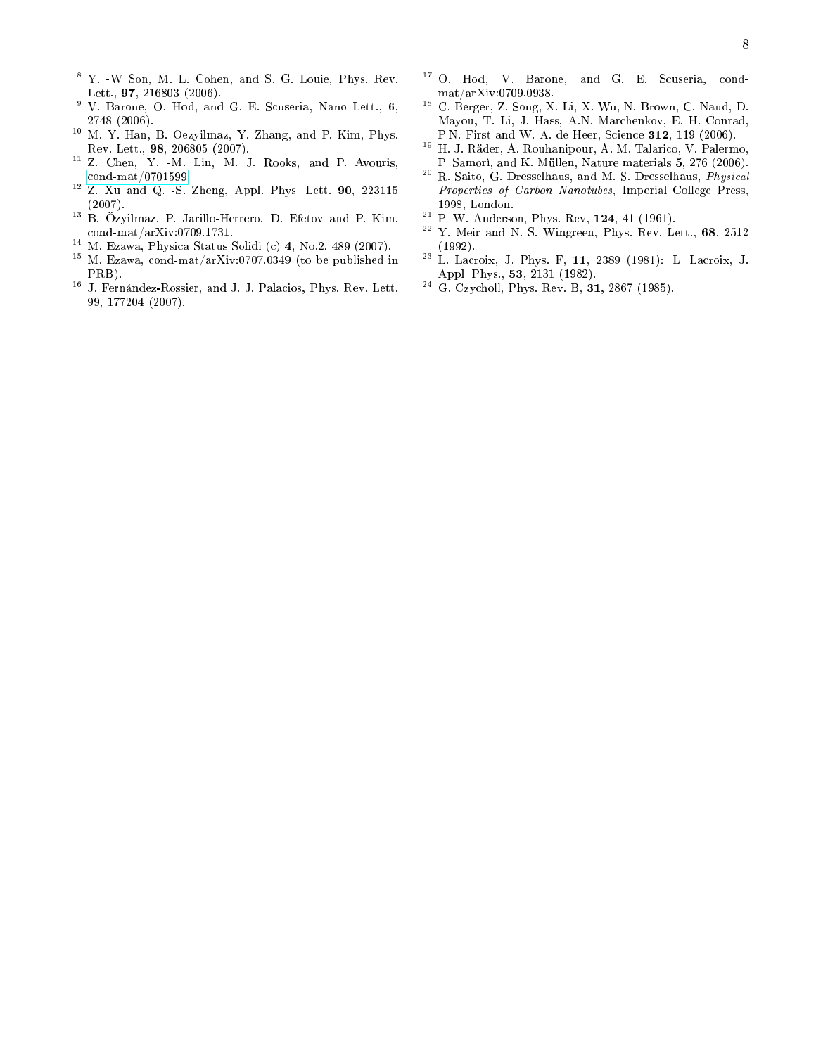[8] Y. -W Son, M. L. Cohen, and S. G. Louie, Phys. Rev. Lett., **97**, 216803 (2006).

[9] V. Barone, O. Hod, and G. E. Scuseria, Nano Lett., **6**, 2748 (2006).

[10] M. Y. Han, B. Oezyilmaz, Y. Zhang, and P. Kim, Phys. Rev. Lett., **98**, 206805 (2007).

[11] Z. Chen, Y. -M. Lin, M. J. Rooks, and P. Avouris, cond-mat/0701599

[12] Z. Xu and Q. -S. Zheng, Appl. Phys. Lett. **90**, 223115 (2007).

[13] B. Özyilmaz, P. Jarillo-Herrero, D. Efetov and P. Kim, cond-mat/arXiv:0709.1731.

[14] M. Ezawa, Physica Status Solidi (c) **4**, No.2, 489 (2007).

[15] M. Ezawa, cond-mat/arXiv:0707.0349 (to be published in PRB).

[16] J. Fernández-Rossier, and J. J. Palacios, Phys. Rev. Lett. 99, 177204 (2007).

[17] O. Hod, V. Barone, and G. E. Scuseria, cond-mat/arXiv:0709.0938.

[18] C. Berger, Z. Song, X. Li, X. Wu, N. Brown, C. Naud, D. Mayou, T. Li, J. Hass, A.N. Marchenkov, E. H. Conrad, P.N. First and W. A. de Heer, Science **312**, 119 (2006).

[19] H. J. Räder, A. Rouhanipour, A. M. Talarico, V. Palermo, P. Samorì, and K. Müllen, Nature materials **5**, 276 (2006).

[20] R. Saito, G. Dresselhaus, and M. S. Dresselhaus, *Physical Properties of Carbon Nanotubes*, Imperial College Press, 1998, London.

[21] P. W. Anderson, Phys. Rev, **124**, 41 (1961).

[22] Y. Meir and N. S. Wingreen, Phys. Rev. Lett., **68**, 2512 (1992).

[23] L. Lacroix, J. Phys. F, **11**, 2389 (1981): L. Lacroix, J. Appl. Phys., **53**, 2131 (1982).

[24] G. Czycholl, Phys. Rev. B, **31,** 2867 (1985).